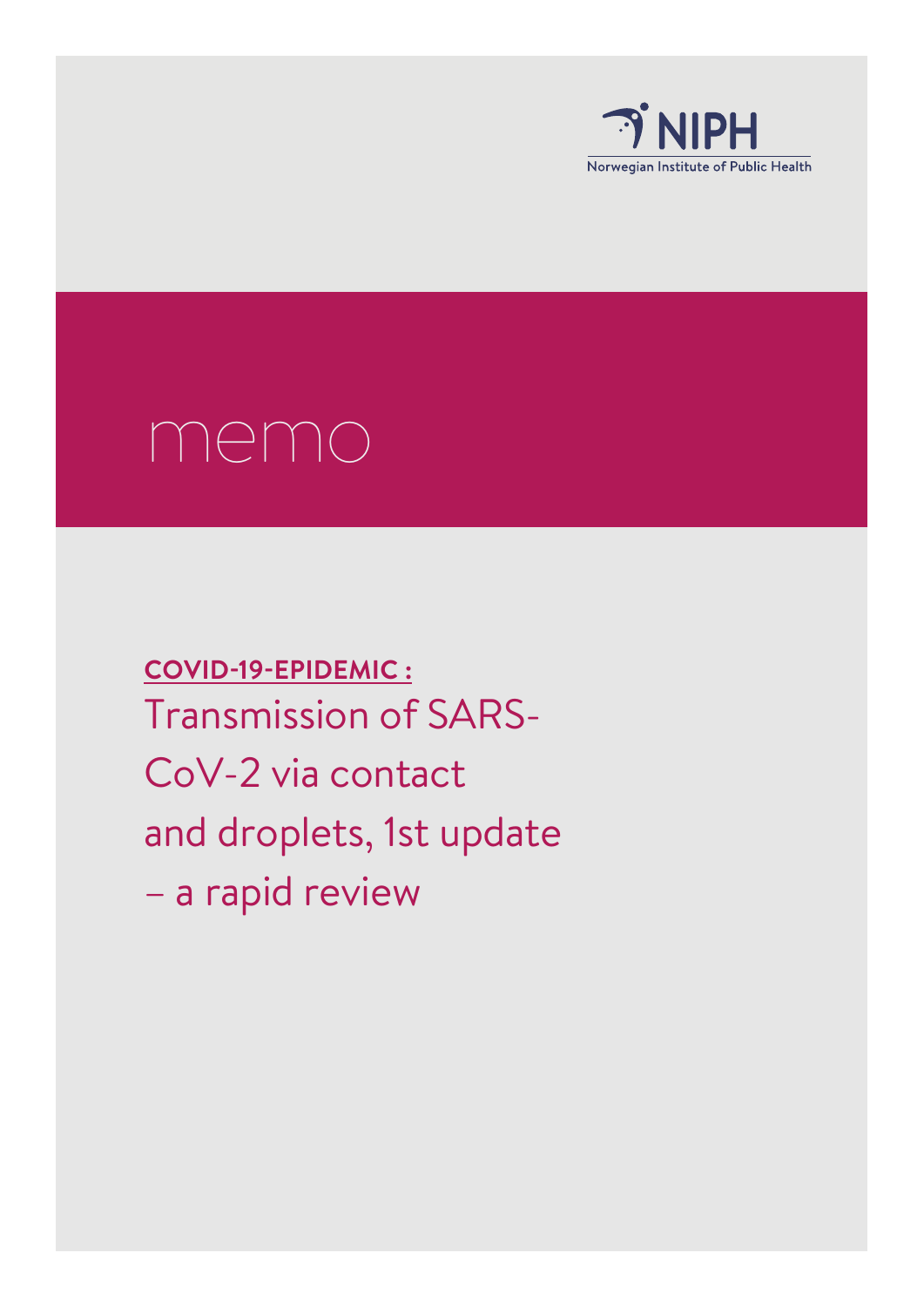NIPH

Norwegian Institute of Public Health

# memo

**COVID-19-EPIDEMIC :**

Transmission of SARS-CoV-2 via contact and droplets, 1st update – a rapid review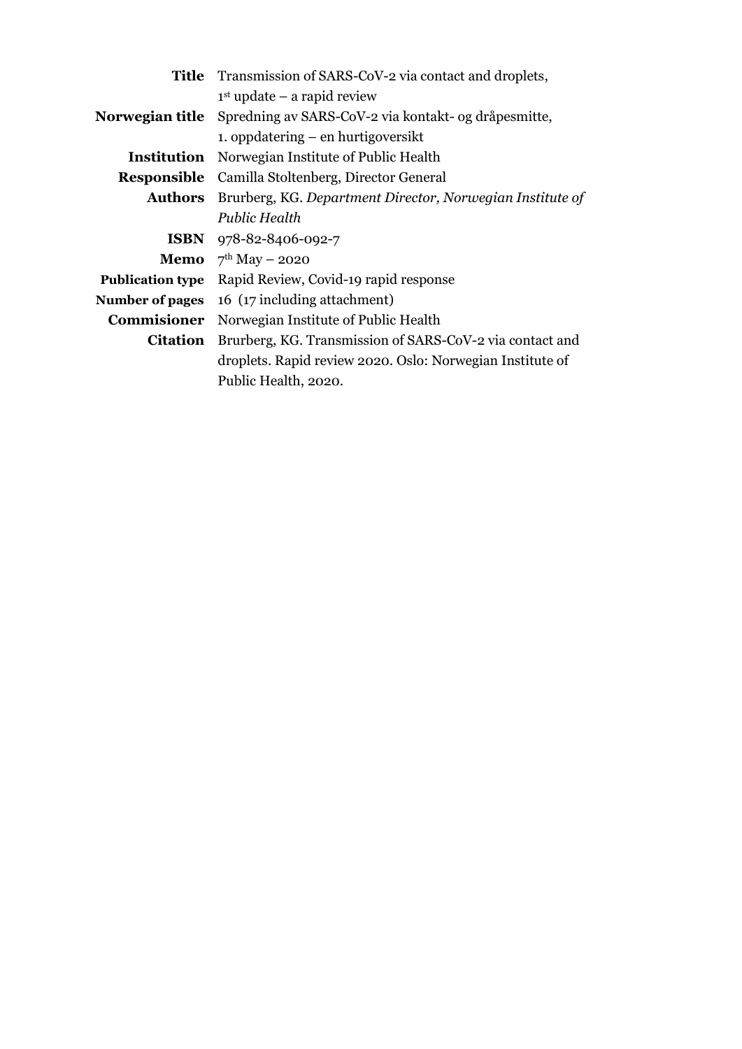| | |
|---|---|
| **Title** | Transmission of SARS-CoV-2 via contact and droplets, 1st update – a rapid review |
| **Norwegian title** | Spredning av SARS-CoV-2 via kontakt- og dråpesmitte, 1. oppdatering – en hurtigoversikt |
| **Institution** | Norwegian Institute of Public Health |
| **Responsible** | Camilla Stoltenberg, Director General |
| **Authors** | Brurberg, KG. *Department Director, Norwegian Institute of Public Health* |
| **ISBN** | 978-82-8406-092-7 |
| **Memo** | 7th May – 2020 |
| **Publication type** | Rapid Review, Covid-19 rapid response |
| **Number of pages** | 16 (17 including attachment) |
| **Commisioner** | Norwegian Institute of Public Health |
| **Citation** | Brurberg, KG. Transmission of SARS-CoV-2 via contact and droplets. Rapid review 2020. Oslo: Norwegian Institute of Public Health, 2020. |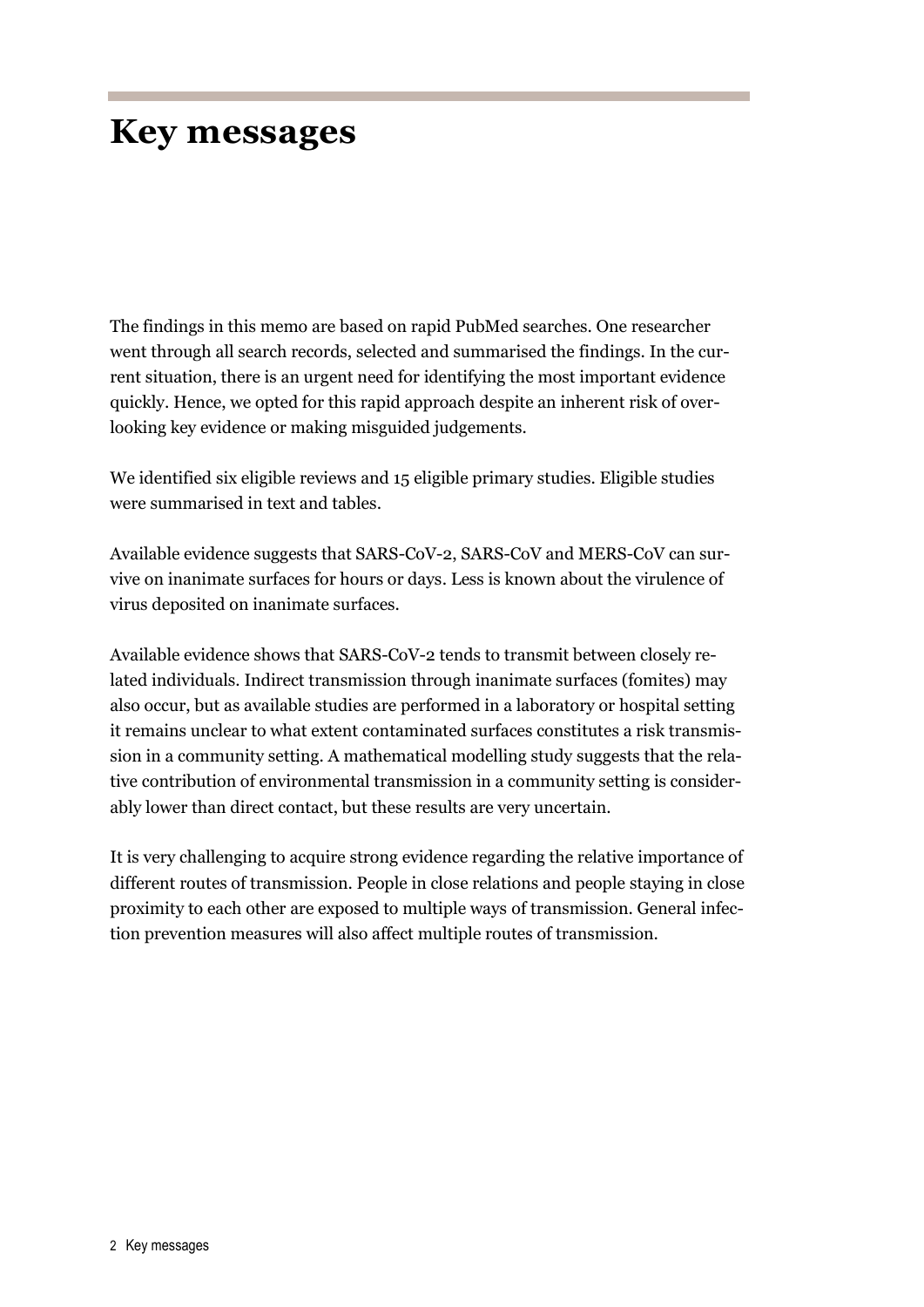# Key messages

The findings in this memo are based on rapid PubMed searches. One researcher went through all search records, selected and summarised the findings. In the current situation, there is an urgent need for identifying the most important evidence quickly. Hence, we opted for this rapid approach despite an inherent risk of overlooking key evidence or making misguided judgements.

We identified six eligible reviews and 15 eligible primary studies. Eligible studies were summarised in text and tables.

Available evidence suggests that SARS-CoV-2, SARS-CoV and MERS-CoV can survive on inanimate surfaces for hours or days. Less is known about the virulence of virus deposited on inanimate surfaces.

Available evidence shows that SARS-CoV-2 tends to transmit between closely related individuals. Indirect transmission through inanimate surfaces (fomites) may also occur, but as available studies are performed in a laboratory or hospital setting it remains unclear to what extent contaminated surfaces constitutes a risk transmission in a community setting. A mathematical modelling study suggests that the relative contribution of environmental transmission in a community setting is considerably lower than direct contact, but these results are very uncertain.

It is very challenging to acquire strong evidence regarding the relative importance of different routes of transmission. People in close relations and people staying in close proximity to each other are exposed to multiple ways of transmission. General infection prevention measures will also affect multiple routes of transmission.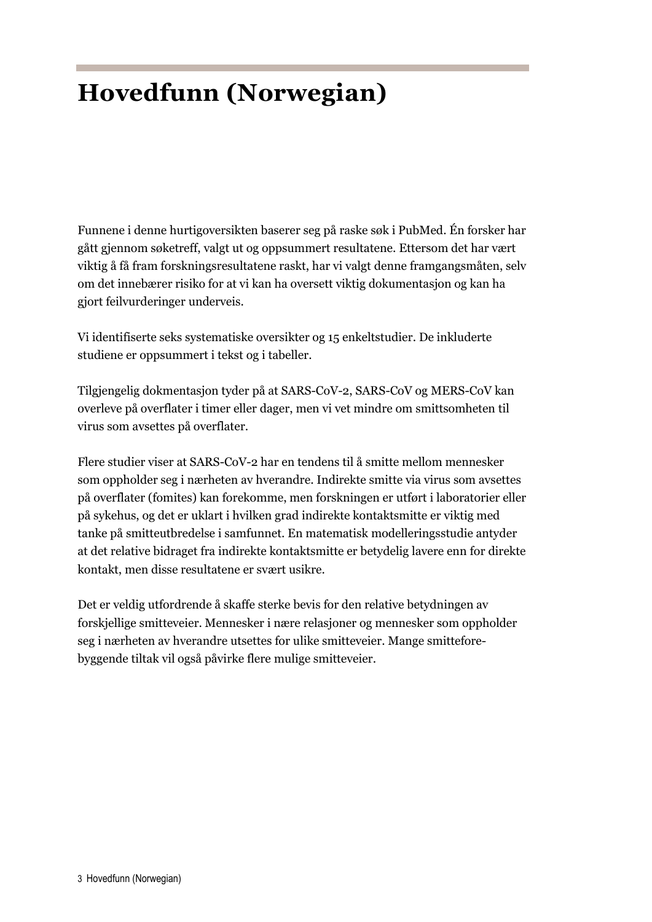# Hovedfunn (Norwegian)

Funnene i denne hurtigoversikten baserer seg på raske søk i PubMed. Én forsker har gått gjennom søketreff, valgt ut og oppsummert resultatene. Ettersom det har vært viktig å få fram forskningsresultatene raskt, har vi valgt denne framgangsmåten, selv om det innebærer risiko for at vi kan ha oversett viktig dokumentasjon og kan ha gjort feilvurderinger underveis.

Vi identifiserte seks systematiske oversikter og 15 enkeltstudier. De inkluderte studiene er oppsummert i tekst og i tabeller.

Tilgjengelig dokmentasjon tyder på at SARS-CoV-2, SARS-CoV og MERS-CoV kan overleve på overflater i timer eller dager, men vi vet mindre om smittsomheten til virus som avsettes på overflater.

Flere studier viser at SARS-CoV-2 har en tendens til å smitte mellom mennesker som oppholder seg i nærheten av hverandre. Indirekte smitte via virus som avsettes på overflater (fomites) kan forekomme, men forskningen er utført i laboratorier eller på sykehus, og det er uklart i hvilken grad indirekte kontaktsmitte er viktig med tanke på smitteutbredelse i samfunnet. En matematisk modelleringsstudie antyder at det relative bidraget fra indirekte kontaktsmitte er betydelig lavere enn for direkte kontakt, men disse resultatene er svært usikre.

Det er veldig utfordrende å skaffe sterke bevis for den relative betydningen av forskjellige smitteveier. Mennesker i nære relasjoner og mennesker som oppholder seg i nærheten av hverandre utsettes for ulike smitteveier. Mange smitteforebyggende tiltak vil også påvirke flere mulige smitteveier.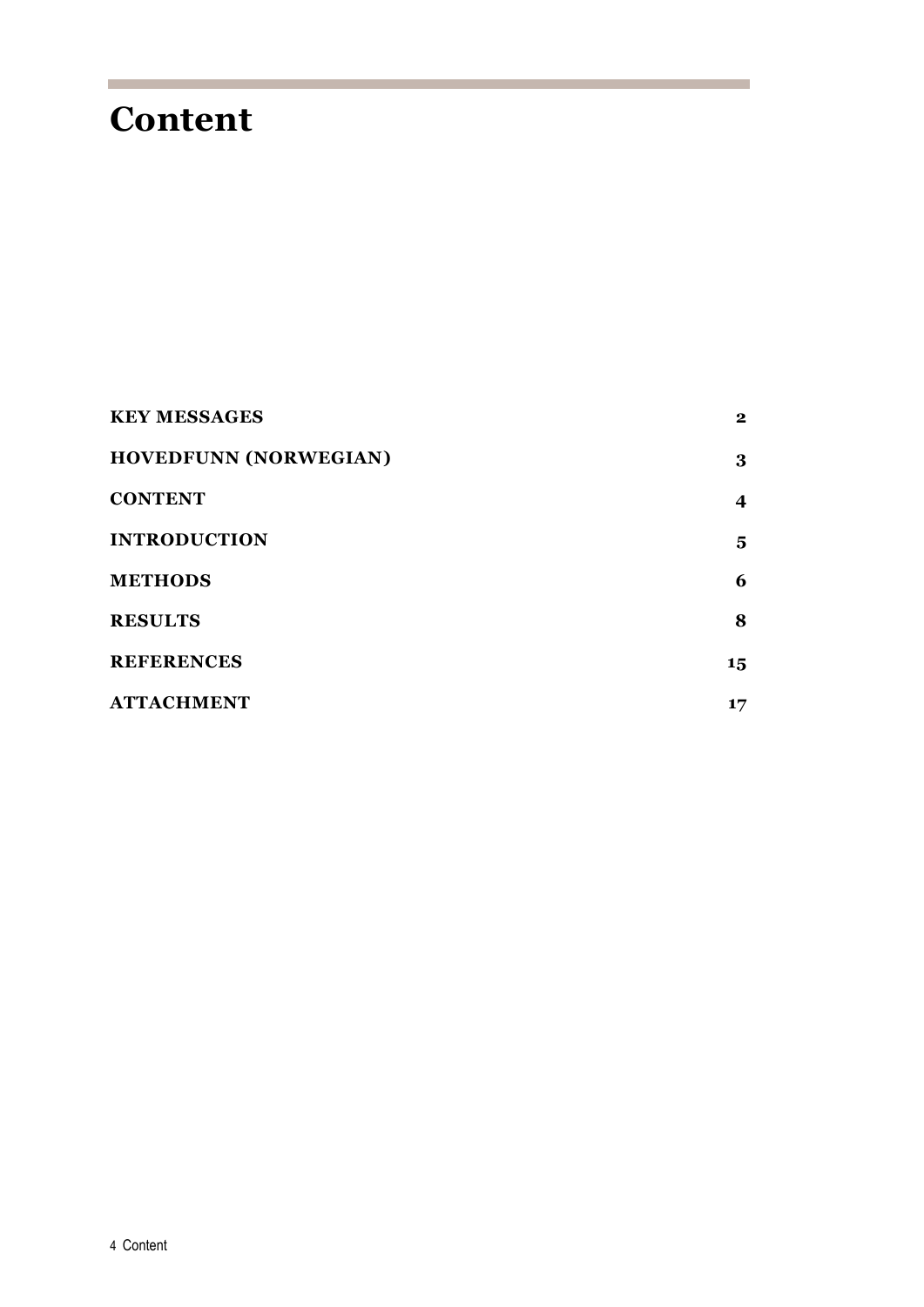# Content

| | |
|---|---|
| **KEY MESSAGES** | **2** |
| **HOVEDFUNN (NORWEGIAN)** | **3** |
| **CONTENT** | **4** |
| **INTRODUCTION** | **5** |
| **METHODS** | **6** |
| **RESULTS** | **8** |
| **REFERENCES** | **15** |
| **ATTACHMENT** | **17** |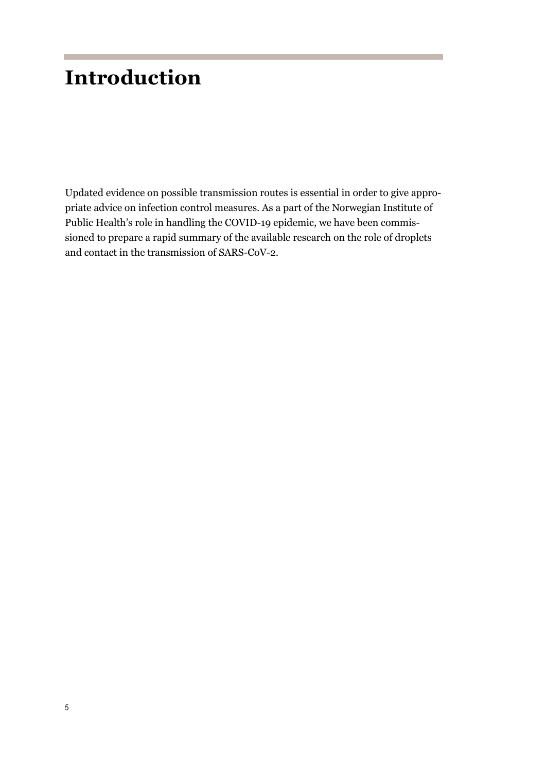# Introduction

Updated evidence on possible transmission routes is essential in order to give appropriate advice on infection control measures. As a part of the Norwegian Institute of Public Health's role in handling the COVID-19 epidemic, we have been commissioned to prepare a rapid summary of the available research on the role of droplets and contact in the transmission of SARS-CoV-2.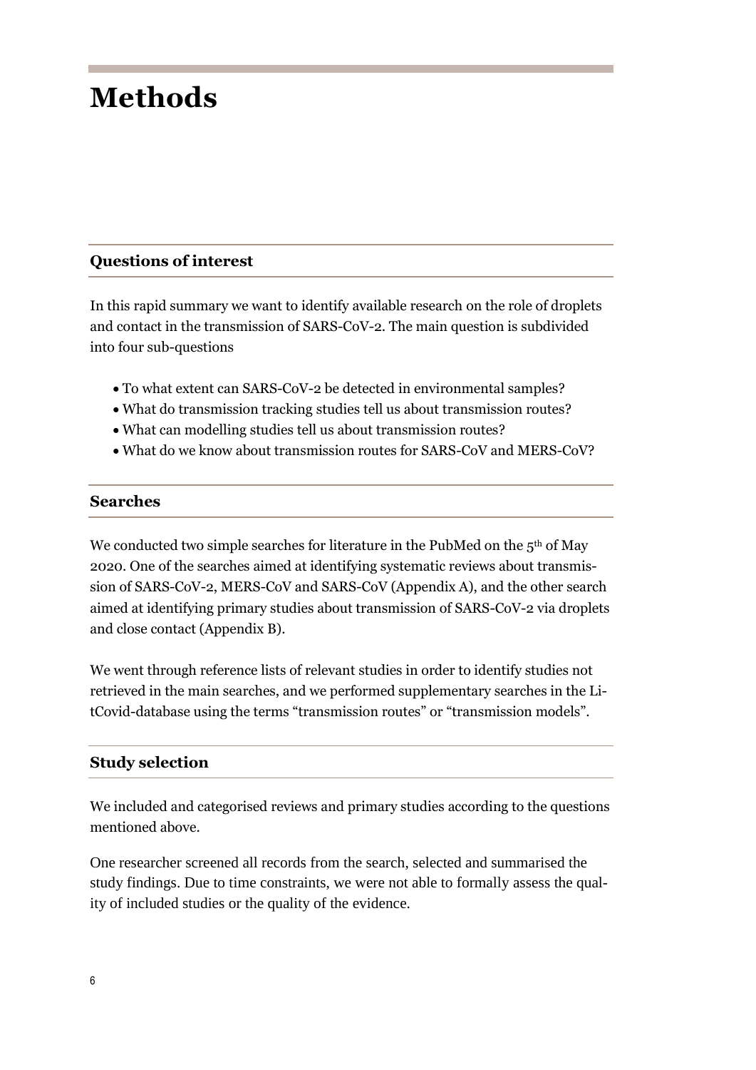# Methods

## Questions of interest

In this rapid summary we want to identify available research on the role of droplets and contact in the transmission of SARS-CoV-2. The main question is subdivided into four sub-questions

- To what extent can SARS-CoV-2 be detected in environmental samples?
- What do transmission tracking studies tell us about transmission routes?
- What can modelling studies tell us about transmission routes?
- What do we know about transmission routes for SARS-CoV and MERS-CoV?

## Searches

We conducted two simple searches for literature in the PubMed on the 5th of May 2020. One of the searches aimed at identifying systematic reviews about transmission of SARS-CoV-2, MERS-CoV and SARS-CoV (Appendix A), and the other search aimed at identifying primary studies about transmission of SARS-CoV-2 via droplets and close contact (Appendix B).

We went through reference lists of relevant studies in order to identify studies not retrieved in the main searches, and we performed supplementary searches in the LitCovid-database using the terms "transmission routes" or "transmission models".

## Study selection

We included and categorised reviews and primary studies according to the questions mentioned above.

One researcher screened all records from the search, selected and summarised the study findings. Due to time constraints, we were not able to formally assess the quality of included studies or the quality of the evidence.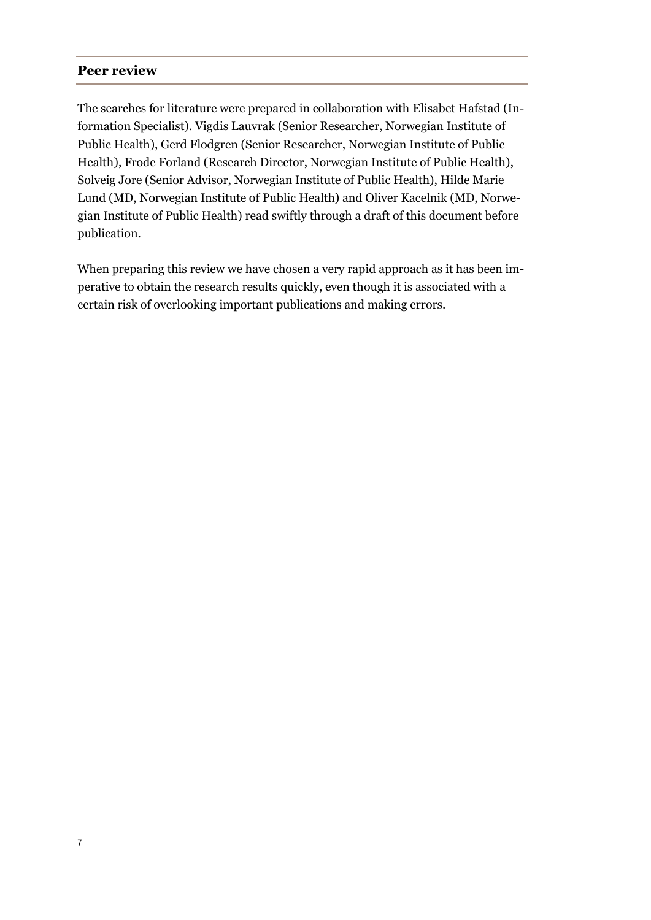## Peer review

The searches for literature were prepared in collaboration with Elisabet Hafstad (Information Specialist). Vigdis Lauvrak (Senior Researcher, Norwegian Institute of Public Health), Gerd Flodgren (Senior Researcher, Norwegian Institute of Public Health), Frode Forland (Research Director, Norwegian Institute of Public Health), Solveig Jore (Senior Advisor, Norwegian Institute of Public Health), Hilde Marie Lund (MD, Norwegian Institute of Public Health) and Oliver Kacelnik (MD, Norwegian Institute of Public Health) read swiftly through a draft of this document before publication.

When preparing this review we have chosen a very rapid approach as it has been imperative to obtain the research results quickly, even though it is associated with a certain risk of overlooking important publications and making errors.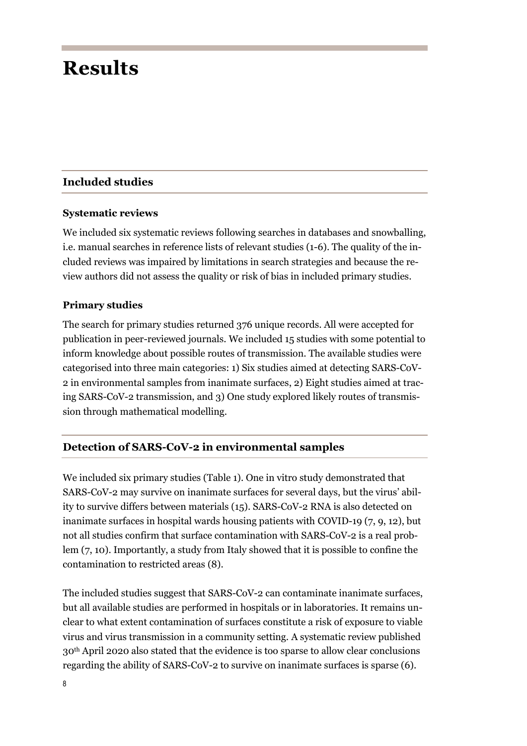# Results

## Included studies

### Systematic reviews

We included six systematic reviews following searches in databases and snowballing, i.e. manual searches in reference lists of relevant studies (1-6). The quality of the included reviews was impaired by limitations in search strategies and because the review authors did not assess the quality or risk of bias in included primary studies.

### Primary studies

The search for primary studies returned 376 unique records. All were accepted for publication in peer-reviewed journals. We included 15 studies with some potential to inform knowledge about possible routes of transmission. The available studies were categorised into three main categories: 1) Six studies aimed at detecting SARS-CoV-2 in environmental samples from inanimate surfaces, 2) Eight studies aimed at tracing SARS-CoV-2 transmission, and 3) One study explored likely routes of transmission through mathematical modelling.

## Detection of SARS-CoV-2 in environmental samples

We included six primary studies (Table 1). One in vitro study demonstrated that SARS-CoV-2 may survive on inanimate surfaces for several days, but the virus' ability to survive differs between materials (15). SARS-CoV-2 RNA is also detected on inanimate surfaces in hospital wards housing patients with COVID-19 (7, 9, 12), but not all studies confirm that surface contamination with SARS-CoV-2 is a real problem (7, 10). Importantly, a study from Italy showed that it is possible to confine the contamination to restricted areas (8).

The included studies suggest that SARS-CoV-2 can contaminate inanimate surfaces, but all available studies are performed in hospitals or in laboratories. It remains unclear to what extent contamination of surfaces constitute a risk of exposure to viable virus and virus transmission in a community setting. A systematic review published 30th April 2020 also stated that the evidence is too sparse to allow clear conclusions regarding the ability of SARS-CoV-2 to survive on inanimate surfaces is sparse (6).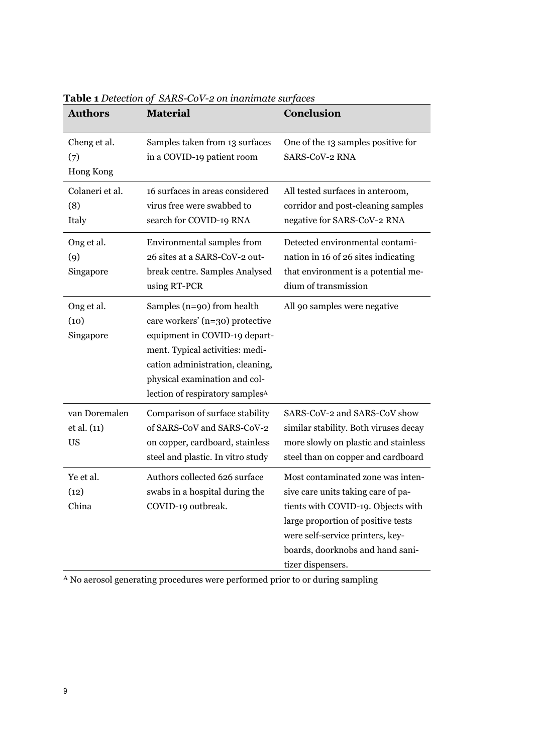**Table 1** *Detection of SARS-CoV-2 on inanimate surfaces*

| Authors | Material | Conclusion |
|---|---|---|
| Cheng et al. (7) Hong Kong | Samples taken from 13 surfaces in a COVID-19 patient room | One of the 13 samples positive for SARS-CoV-2 RNA |
| Colaneri et al. (8) Italy | 16 surfaces in areas considered virus free were swabbed to search for COVID-19 RNA | All tested surfaces in anteroom, corridor and post-cleaning samples negative for SARS-CoV-2 RNA |
| Ong et al. (9) Singapore | Environmental samples from 26 sites at a SARS-CoV-2 outbreak centre. Samples Analysed using RT-PCR | Detected environmental contamination in 16 of 26 sites indicating that environment is a potential medium of transmission |
| Ong et al. (10) Singapore | Samples (n=90) from health care workers' (n=30) protective equipment in COVID-19 department. Typical activities: medication administration, cleaning, physical examination and collection of respiratory samples[A] | All 90 samples were negative |
| van Doremalen et al. (11) US | Comparison of surface stability of SARS-CoV and SARS-CoV-2 on copper, cardboard, stainless steel and plastic. In vitro study | SARS-CoV-2 and SARS-CoV show similar stability. Both viruses decay more slowly on plastic and stainless steel than on copper and cardboard |
| Ye et al. (12) China | Authors collected 626 surface swabs in a hospital during the COVID-19 outbreak. | Most contaminated zone was intensive care units taking care of patients with COVID-19. Objects with large proportion of positive tests were self-service printers, keyboards, doorknobs and hand sanitizer dispensers. |

[A] No aerosol generating procedures were performed prior to or during sampling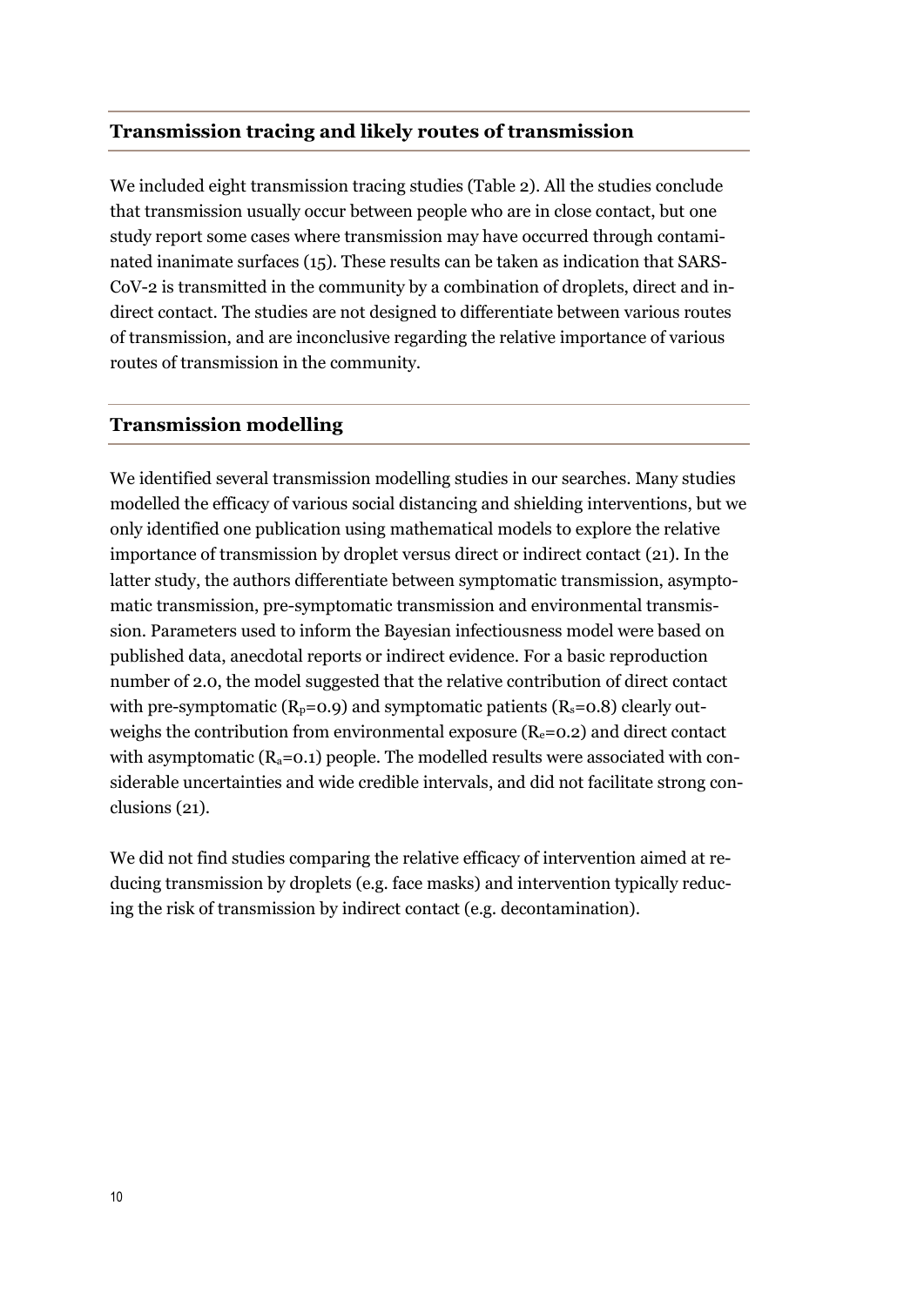## Transmission tracing and likely routes of transmission

We included eight transmission tracing studies (Table 2). All the studies conclude that transmission usually occur between people who are in close contact, but one study report some cases where transmission may have occurred through contaminated inanimate surfaces (15). These results can be taken as indication that SARS-CoV-2 is transmitted in the community by a combination of droplets, direct and indirect contact. The studies are not designed to differentiate between various routes of transmission, and are inconclusive regarding the relative importance of various routes of transmission in the community.

## Transmission modelling

We identified several transmission modelling studies in our searches. Many studies modelled the efficacy of various social distancing and shielding interventions, but we only identified one publication using mathematical models to explore the relative importance of transmission by droplet versus direct or indirect contact (21). In the latter study, the authors differentiate between symptomatic transmission, asymptomatic transmission, pre-symptomatic transmission and environmental transmission. Parameters used to inform the Bayesian infectiousness model were based on published data, anecdotal reports or indirect evidence. For a basic reproduction number of 2.0, the model suggested that the relative contribution of direct contact with pre-symptomatic ($R_p$=0.9) and symptomatic patients ($R_s$=0.8) clearly outweighs the contribution from environmental exposure ($R_e$=0.2) and direct contact with asymptomatic ($R_a$=0.1) people. The modelled results were associated with considerable uncertainties and wide credible intervals, and did not facilitate strong conclusions (21).

We did not find studies comparing the relative efficacy of intervention aimed at reducing transmission by droplets (e.g. face masks) and intervention typically reducing the risk of transmission by indirect contact (e.g. decontamination).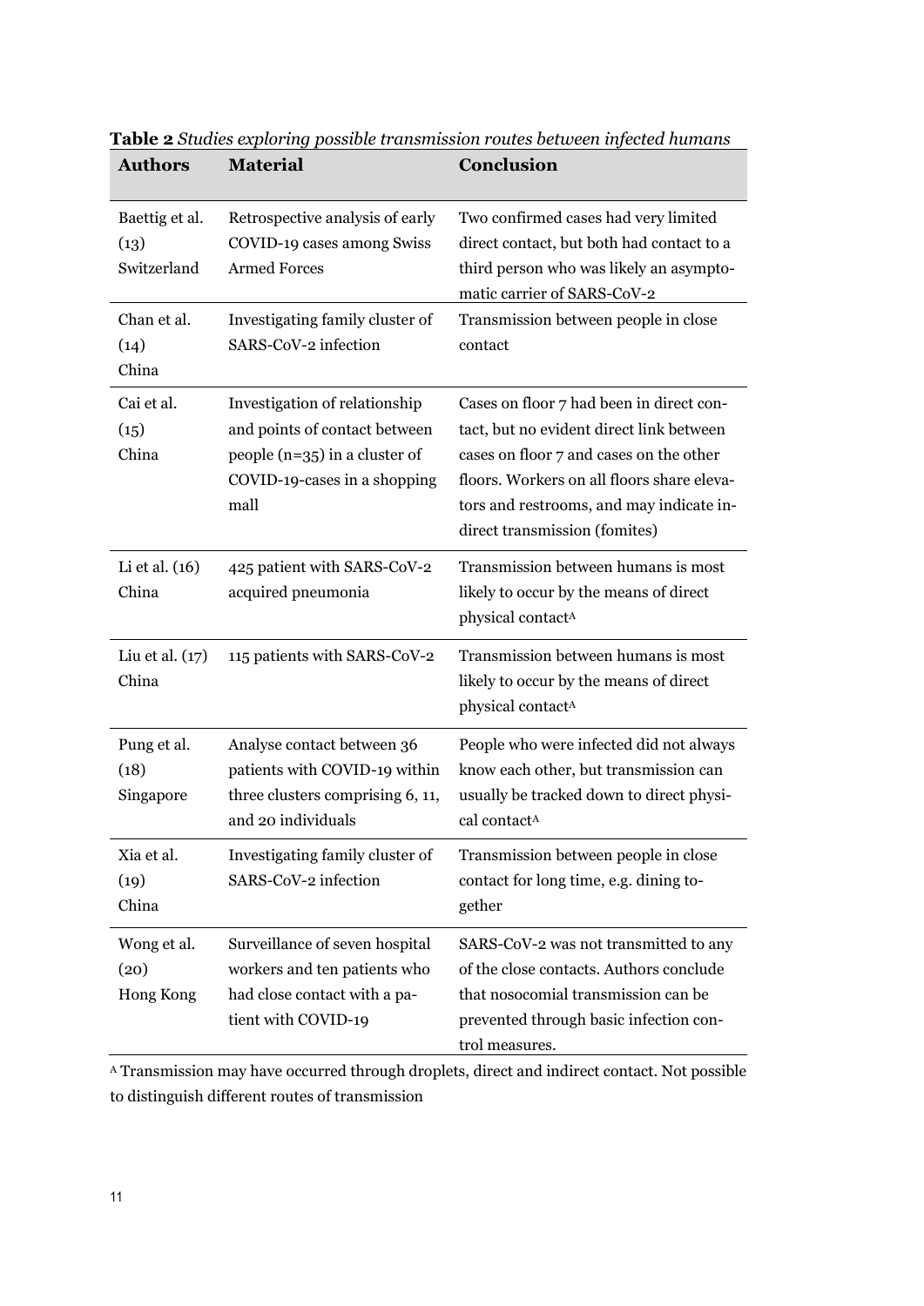**Table 2** *Studies exploring possible transmission routes between infected humans*

| Authors | Material | Conclusion |
|---|---|---|
| Baettig et al. (13) Switzerland | Retrospective analysis of early COVID-19 cases among Swiss Armed Forces | Two confirmed cases had very limited direct contact, but both had contact to a third person who was likely an asymptomatic carrier of SARS-CoV-2 |
| Chan et al. (14) China | Investigating family cluster of SARS-CoV-2 infection | Transmission between people in close contact |
| Cai et al. (15) China | Investigation of relationship and points of contact between people (n=35) in a cluster of COVID-19-cases in a shopping mall | Cases on floor 7 had been in direct contact, but no evident direct link between cases on floor 7 and cases on the other floors. Workers on all floors share elevators and restrooms, and may indicate indirect transmission (fomites) |
| Li et al. (16) China | 425 patient with SARS-CoV-2 acquired pneumonia | Transmission between humans is most likely to occur by the means of direct physical contact[A] |
| Liu et al. (17) China | 115 patients with SARS-CoV-2 | Transmission between humans is most likely to occur by the means of direct physical contact[A] |
| Pung et al. (18) Singapore | Analyse contact between 36 patients with COVID-19 within three clusters comprising 6, 11, and 20 individuals | People who were infected did not always know each other, but transmission can usually be tracked down to direct physical contact[A] |
| Xia et al. (19) China | Investigating family cluster of SARS-CoV-2 infection | Transmission between people in close contact for long time, e.g. dining together |
| Wong et al. (20) Hong Kong | Surveillance of seven hospital workers and ten patients who had close contact with a patient with COVID-19 | SARS-CoV-2 was not transmitted to any of the close contacts. Authors conclude that nosocomial transmission can be prevented through basic infection control measures. |

[A] Transmission may have occurred through droplets, direct and indirect contact. Not possible to distinguish different routes of transmission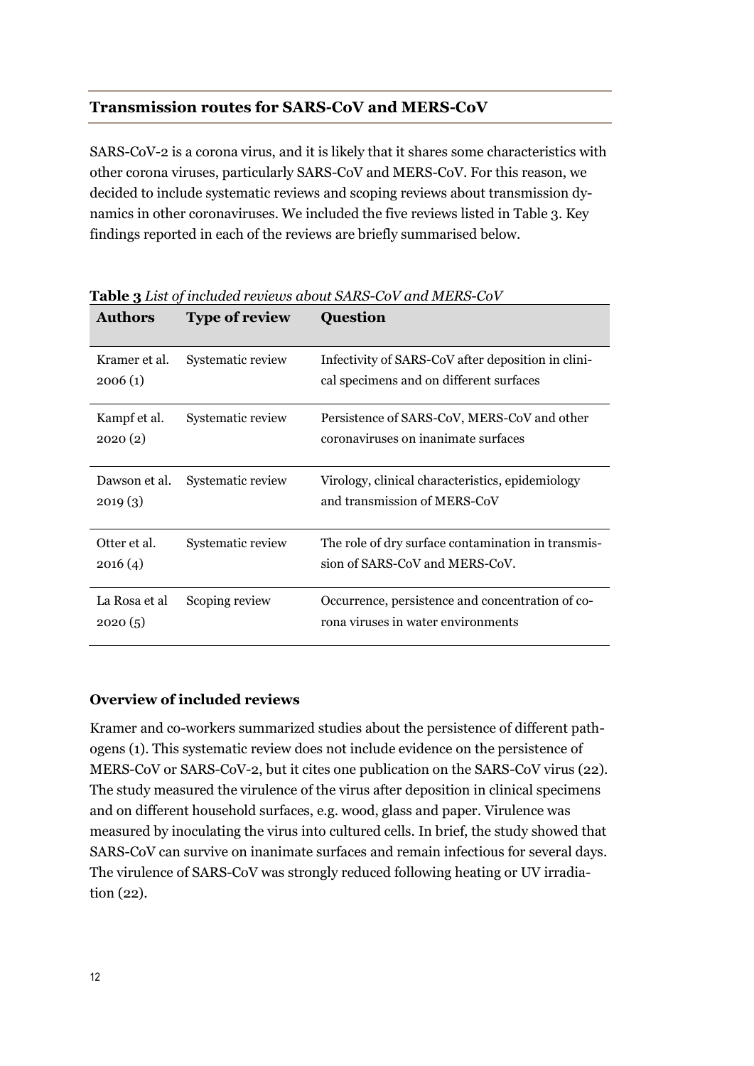## Transmission routes for SARS-CoV and MERS-CoV

SARS-CoV-2 is a corona virus, and it is likely that it shares some characteristics with other corona viruses, particularly SARS-CoV and MERS-CoV. For this reason, we decided to include systematic reviews and scoping reviews about transmission dynamics in other coronaviruses. We included the five reviews listed in Table 3. Key findings reported in each of the reviews are briefly summarised below.

**Table 3** *List of included reviews about SARS-CoV and MERS-CoV*

| Authors | Type of review | Question |
|---|---|---|
| Kramer et al. 2006 (1) | Systematic review | Infectivity of SARS-CoV after deposition in clinical specimens and on different surfaces |
| Kampf et al. 2020 (2) | Systematic review | Persistence of SARS-CoV, MERS-CoV and other coronaviruses on inanimate surfaces |
| Dawson et al. 2019 (3) | Systematic review | Virology, clinical characteristics, epidemiology and transmission of MERS-CoV |
| Otter et al. 2016 (4) | Systematic review | The role of dry surface contamination in transmission of SARS-CoV and MERS-CoV. |
| La Rosa et al 2020 (5) | Scoping review | Occurrence, persistence and concentration of corona viruses in water environments |

### Overview of included reviews

Kramer and co-workers summarized studies about the persistence of different pathogens (1). This systematic review does not include evidence on the persistence of MERS-CoV or SARS-CoV-2, but it cites one publication on the SARS-CoV virus (22). The study measured the virulence of the virus after deposition in clinical specimens and on different household surfaces, e.g. wood, glass and paper. Virulence was measured by inoculating the virus into cultured cells. In brief, the study showed that SARS-CoV can survive on inanimate surfaces and remain infectious for several days. The virulence of SARS-CoV was strongly reduced following heating or UV irradiation (22).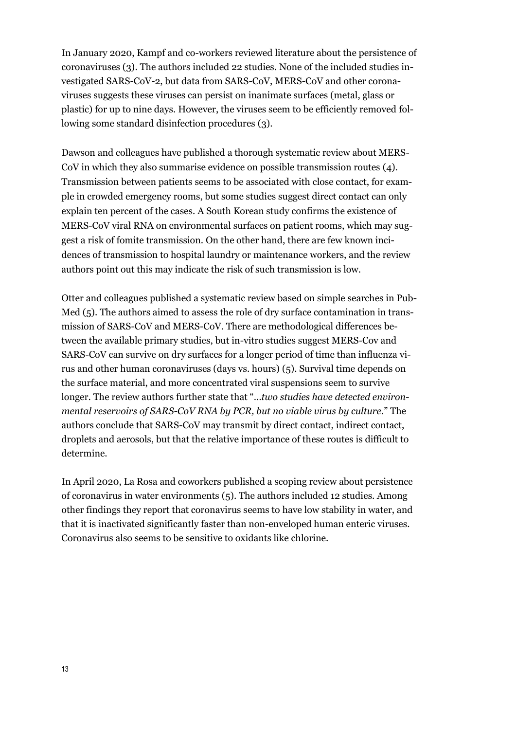In January 2020, Kampf and co-workers reviewed literature about the persistence of coronaviruses (3). The authors included 22 studies. None of the included studies investigated SARS-CoV-2, but data from SARS-CoV, MERS-CoV and other coronaviruses suggests these viruses can persist on inanimate surfaces (metal, glass or plastic) for up to nine days. However, the viruses seem to be efficiently removed following some standard disinfection procedures (3).

Dawson and colleagues have published a thorough systematic review about MERS-CoV in which they also summarise evidence on possible transmission routes (4). Transmission between patients seems to be associated with close contact, for example in crowded emergency rooms, but some studies suggest direct contact can only explain ten percent of the cases. A South Korean study confirms the existence of MERS-CoV viral RNA on environmental surfaces on patient rooms, which may suggest a risk of fomite transmission. On the other hand, there are few known incidences of transmission to hospital laundry or maintenance workers, and the review authors point out this may indicate the risk of such transmission is low.

Otter and colleagues published a systematic review based on simple searches in PubMed (5). The authors aimed to assess the role of dry surface contamination in transmission of SARS-CoV and MERS-CoV. There are methodological differences between the available primary studies, but in-vitro studies suggest MERS-Cov and SARS-CoV can survive on dry surfaces for a longer period of time than influenza virus and other human coronaviruses (days vs. hours) (5). Survival time depends on the surface material, and more concentrated viral suspensions seem to survive longer. The review authors further state that "*…two studies have detected environmental reservoirs of SARS-CoV RNA by PCR, but no viable virus by culture*." The authors conclude that SARS-CoV may transmit by direct contact, indirect contact, droplets and aerosols, but that the relative importance of these routes is difficult to determine.

In April 2020, La Rosa and coworkers published a scoping review about persistence of coronavirus in water environments (5). The authors included 12 studies. Among other findings they report that coronavirus seems to have low stability in water, and that it is inactivated significantly faster than non-enveloped human enteric viruses. Coronavirus also seems to be sensitive to oxidants like chlorine.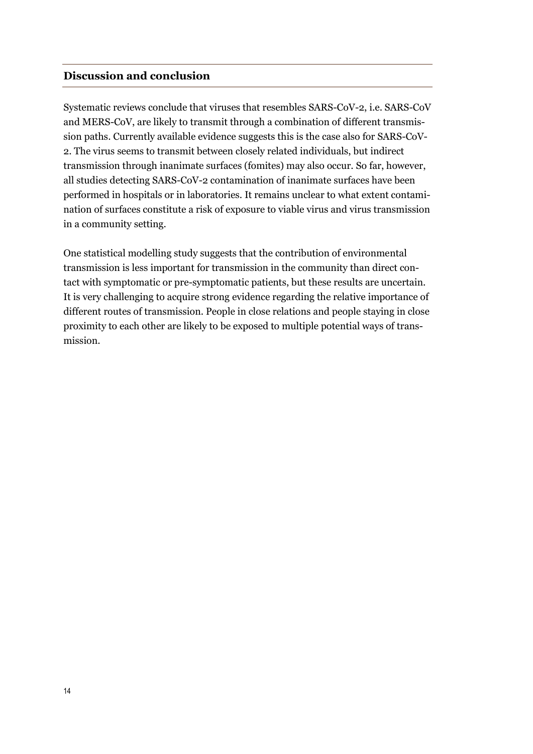## Discussion and conclusion

Systematic reviews conclude that viruses that resembles SARS-CoV-2, i.e. SARS-CoV and MERS-CoV, are likely to transmit through a combination of different transmission paths. Currently available evidence suggests this is the case also for SARS-CoV-2. The virus seems to transmit between closely related individuals, but indirect transmission through inanimate surfaces (fomites) may also occur. So far, however, all studies detecting SARS-CoV-2 contamination of inanimate surfaces have been performed in hospitals or in laboratories. It remains unclear to what extent contamination of surfaces constitute a risk of exposure to viable virus and virus transmission in a community setting.

One statistical modelling study suggests that the contribution of environmental transmission is less important for transmission in the community than direct contact with symptomatic or pre-symptomatic patients, but these results are uncertain. It is very challenging to acquire strong evidence regarding the relative importance of different routes of transmission. People in close relations and people staying in close proximity to each other are likely to be exposed to multiple potential ways of transmission.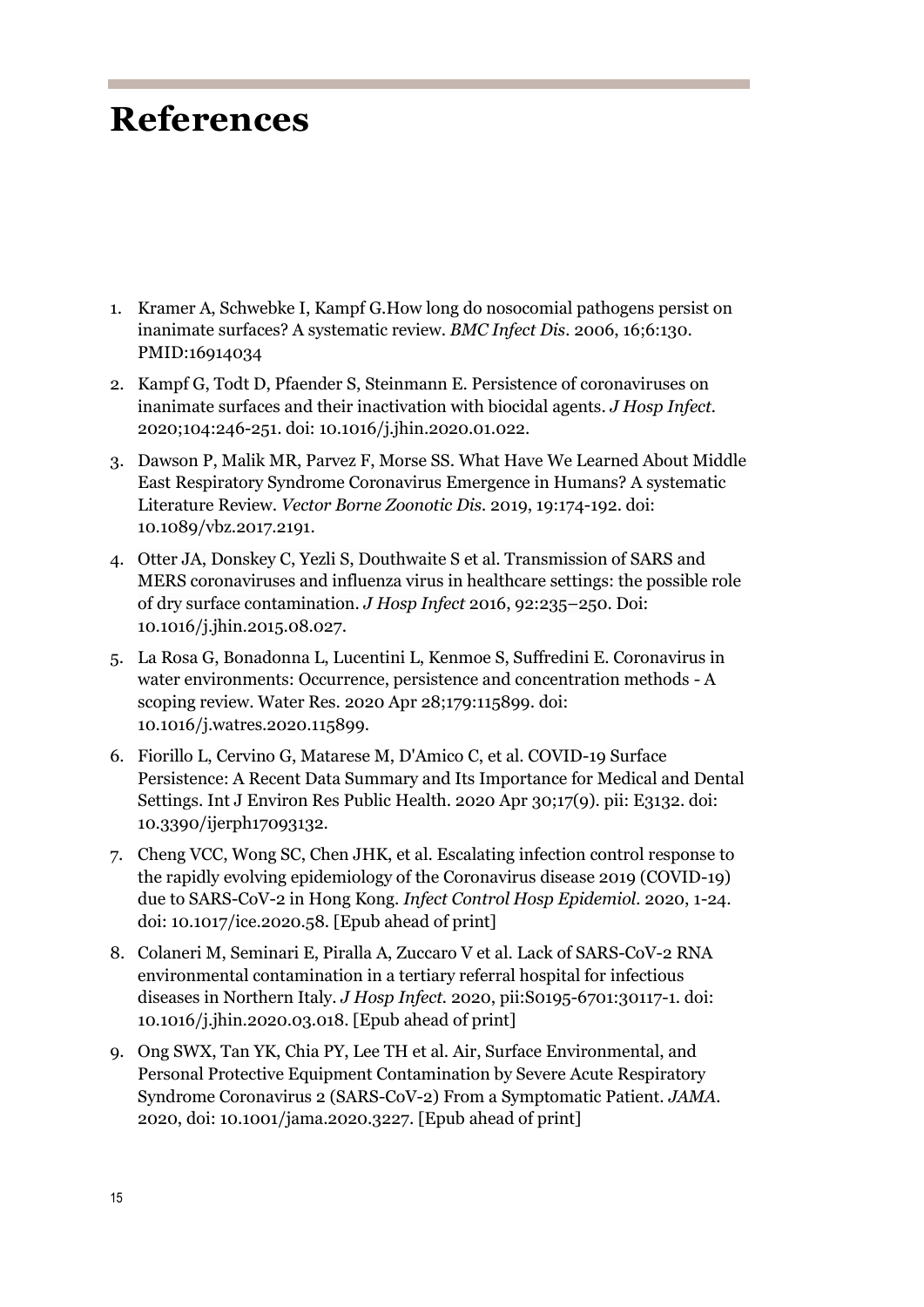# References

1. Kramer A, Schwebke I, Kampf G.How long do nosocomial pathogens persist on inanimate surfaces? A systematic review. *BMC Infect Dis*. 2006, 16;6:130. PMID:16914034
2. Kampf G, Todt D, Pfaender S, Steinmann E. Persistence of coronaviruses on inanimate surfaces and their inactivation with biocidal agents. *J Hosp Infect*. 2020;104:246-251. doi: 10.1016/j.jhin.2020.01.022.
3. Dawson P, Malik MR, Parvez F, Morse SS. What Have We Learned About Middle East Respiratory Syndrome Coronavirus Emergence in Humans? A systematic Literature Review. *Vector Borne Zoonotic Dis*. 2019, 19:174-192. doi: 10.1089/vbz.2017.2191.
4. Otter JA, Donskey C, Yezli S, Douthwaite S et al. Transmission of SARS and MERS coronaviruses and influenza virus in healthcare settings: the possible role of dry surface contamination. *J Hosp Infect* 2016, 92:235–250. Doi: 10.1016/j.jhin.2015.08.027.
5. La Rosa G, Bonadonna L, Lucentini L, Kenmoe S, Suffredini E. Coronavirus in water environments: Occurrence, persistence and concentration methods - A scoping review. Water Res. 2020 Apr 28;179:115899. doi: 10.1016/j.watres.2020.115899.
6. Fiorillo L, Cervino G, Matarese M, D'Amico C, et al. COVID-19 Surface Persistence: A Recent Data Summary and Its Importance for Medical and Dental Settings. Int J Environ Res Public Health. 2020 Apr 30;17(9). pii: E3132. doi: 10.3390/ijerph17093132.
7. Cheng VCC, Wong SC, Chen JHK, et al. Escalating infection control response to the rapidly evolving epidemiology of the Coronavirus disease 2019 (COVID-19) due to SARS-CoV-2 in Hong Kong. *Infect Control Hosp Epidemiol*. 2020, 1-24. doi: 10.1017/ice.2020.58. [Epub ahead of print]
8. Colaneri M, Seminari E, Piralla A, Zuccaro V et al. Lack of SARS-CoV-2 RNA environmental contamination in a tertiary referral hospital for infectious diseases in Northern Italy. *J Hosp Infect*. 2020, pii:S0195-6701:30117-1. doi: 10.1016/j.jhin.2020.03.018. [Epub ahead of print]
9. Ong SWX, Tan YK, Chia PY, Lee TH et al. Air, Surface Environmental, and Personal Protective Equipment Contamination by Severe Acute Respiratory Syndrome Coronavirus 2 (SARS-CoV-2) From a Symptomatic Patient. *JAMA*. 2020, doi: 10.1001/jama.2020.3227. [Epub ahead of print]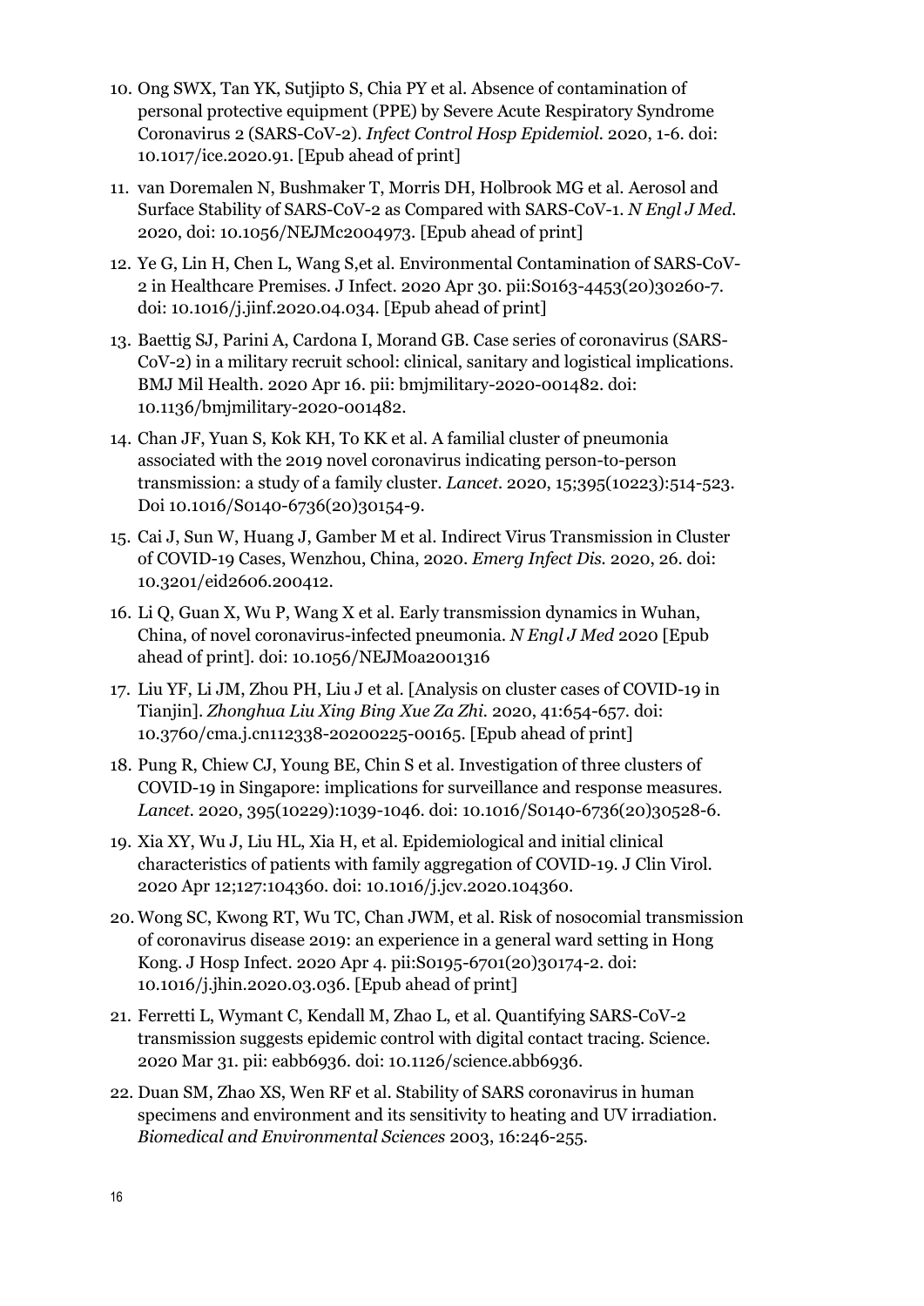10. Ong SWX, Tan YK, Sutjipto S, Chia PY et al. Absence of contamination of personal protective equipment (PPE) by Severe Acute Respiratory Syndrome Coronavirus 2 (SARS-CoV-2). *Infect Control Hosp Epidemiol.* 2020, 1-6. doi: 10.1017/ice.2020.91. [Epub ahead of print]

11. van Doremalen N, Bushmaker T, Morris DH, Holbrook MG et al. Aerosol and Surface Stability of SARS-CoV-2 as Compared with SARS-CoV-1. *N Engl J Med.* 2020, doi: 10.1056/NEJMc2004973. [Epub ahead of print]

12. Ye G, Lin H, Chen L, Wang S,et al. Environmental Contamination of SARS-CoV-2 in Healthcare Premises. J Infect. 2020 Apr 30. pii:S0163-4453(20)30260-7. doi: 10.1016/j.jinf.2020.04.034. [Epub ahead of print]

13. Baettig SJ, Parini A, Cardona I, Morand GB. Case series of coronavirus (SARS-CoV-2) in a military recruit school: clinical, sanitary and logistical implications. BMJ Mil Health. 2020 Apr 16. pii: bmjmilitary-2020-001482. doi: 10.1136/bmjmilitary-2020-001482.

14. Chan JF, Yuan S, Kok KH, To KK et al. A familial cluster of pneumonia associated with the 2019 novel coronavirus indicating person-to-person transmission: a study of a family cluster. *Lancet.* 2020, 15;395(10223):514-523. Doi 10.1016/S0140-6736(20)30154-9.

15. Cai J, Sun W, Huang J, Gamber M et al. Indirect Virus Transmission in Cluster of COVID-19 Cases, Wenzhou, China, 2020. *Emerg Infect Dis.* 2020, 26. doi: 10.3201/eid2606.200412.

16. Li Q, Guan X, Wu P, Wang X et al. Early transmission dynamics in Wuhan, China, of novel coronavirus-infected pneumonia. *N Engl J Med* 2020 [Epub ahead of print]. doi: 10.1056/NEJMoa2001316

17. Liu YF, Li JM, Zhou PH, Liu J et al. [Analysis on cluster cases of COVID-19 in Tianjin]. *Zhonghua Liu Xing Bing Xue Za Zhi.* 2020, 41:654-657. doi: 10.3760/cma.j.cn112338-20200225-00165. [Epub ahead of print]

18. Pung R, Chiew CJ, Young BE, Chin S et al. Investigation of three clusters of COVID-19 in Singapore: implications for surveillance and response measures. *Lancet.* 2020, 395(10229):1039-1046. doi: 10.1016/S0140-6736(20)30528-6.

19. Xia XY, Wu J, Liu HL, Xia H, et al. Epidemiological and initial clinical characteristics of patients with family aggregation of COVID-19. J Clin Virol. 2020 Apr 12;127:104360. doi: 10.1016/j.jcv.2020.104360.

20. Wong SC, Kwong RT, Wu TC, Chan JWM, et al. Risk of nosocomial transmission of coronavirus disease 2019: an experience in a general ward setting in Hong Kong. J Hosp Infect. 2020 Apr 4. pii:S0195-6701(20)30174-2. doi: 10.1016/j.jhin.2020.03.036. [Epub ahead of print]

21. Ferretti L, Wymant C, Kendall M, Zhao L, et al. Quantifying SARS-CoV-2 transmission suggests epidemic control with digital contact tracing. Science. 2020 Mar 31. pii: eabb6936. doi: 10.1126/science.abb6936.

22. Duan SM, Zhao XS, Wen RF et al. Stability of SARS coronavirus in human specimens and environment and its sensitivity to heating and UV irradiation. *Biomedical and Environmental Sciences* 2003, 16:246-255.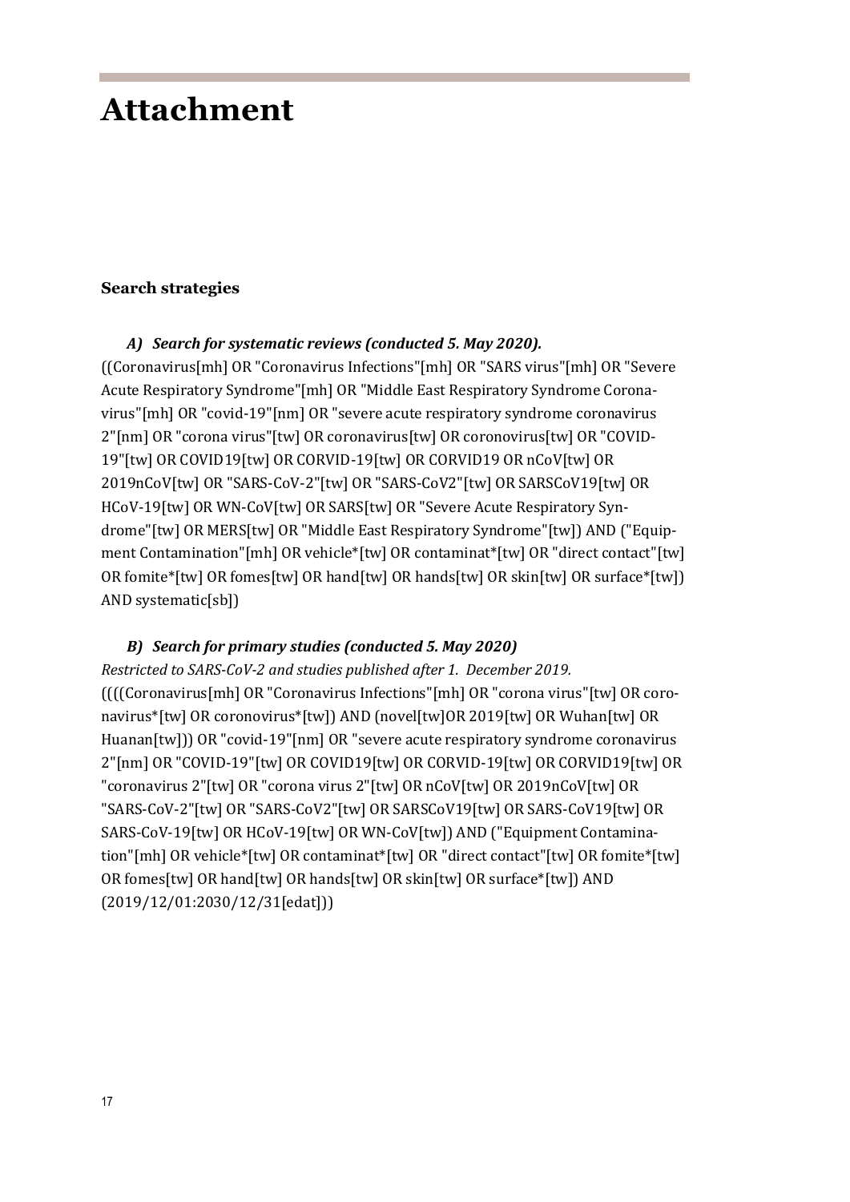# Attachment

## Search strategies

### *A) Search for systematic reviews (conducted 5. May 2020).*

((Coronavirus[mh] OR "Coronavirus Infections"[mh] OR "SARS virus"[mh] OR "Severe Acute Respiratory Syndrome"[mh] OR "Middle East Respiratory Syndrome Coronavirus"[mh] OR "covid-19"[nm] OR "severe acute respiratory syndrome coronavirus 2"[nm] OR "corona virus"[tw] OR coronavirus[tw] OR coronovirus[tw] OR "COVID-19"[tw] OR COVID19[tw] OR CORVID-19[tw] OR CORVID19 OR nCoV[tw] OR 2019nCoV[tw] OR "SARS-CoV-2"[tw] OR "SARS-CoV2"[tw] OR SARSCoV19[tw] OR HCoV-19[tw] OR WN-CoV[tw] OR SARS[tw] OR "Severe Acute Respiratory Syndrome"[tw] OR MERS[tw] OR "Middle East Respiratory Syndrome"[tw]) AND ("Equipment Contamination"[mh] OR vehicle*[tw] OR contaminat*[tw] OR "direct contact"[tw] OR fomite*[tw] OR fomes[tw] OR hand[tw] OR hands[tw] OR skin[tw] OR surface*[tw]) AND systematic[sb])

### *B) Search for primary studies (conducted 5. May 2020)*

*Restricted to SARS-CoV-2 and studies published after 1. December 2019.*

((((Coronavirus[mh] OR "Coronavirus Infections"[mh] OR "corona virus"[tw] OR coronavirus*[tw] OR coronovirus*[tw]) AND (novel[tw]OR 2019[tw] OR Wuhan[tw] OR Huanan[tw])) OR "covid-19"[nm] OR "severe acute respiratory syndrome coronavirus 2"[nm] OR "COVID-19"[tw] OR COVID19[tw] OR CORVID-19[tw] OR CORVID19[tw] OR "coronavirus 2"[tw] OR "corona virus 2"[tw] OR nCoV[tw] OR 2019nCoV[tw] OR "SARS-CoV-2"[tw] OR "SARS-CoV2"[tw] OR SARSCoV19[tw] OR SARS-CoV19[tw] OR SARS-CoV-19[tw] OR HCoV-19[tw] OR WN-CoV[tw]) AND ("Equipment Contamination"[mh] OR vehicle*[tw] OR contaminat*[tw] OR "direct contact"[tw] OR fomite*[tw] OR fomes[tw] OR hand[tw] OR hands[tw] OR skin[tw] OR surface*[tw]) AND (2019/12/01:2030/12/31[edat]))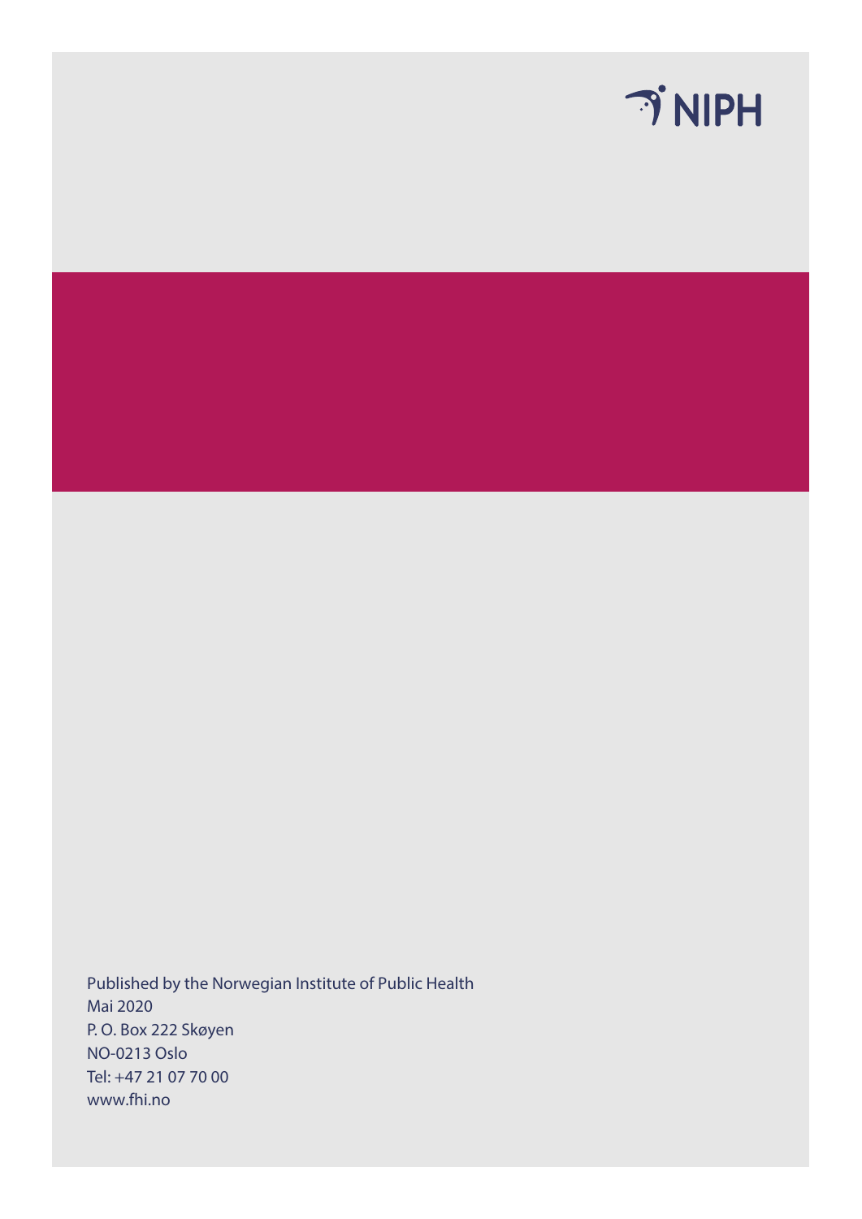NIPH

Published by the Norwegian Institute of Public Health
Mai 2020
P. O. Box 222 Skøyen
NO-0213 Oslo
Tel: +47 21 07 70 00
www.fhi.no